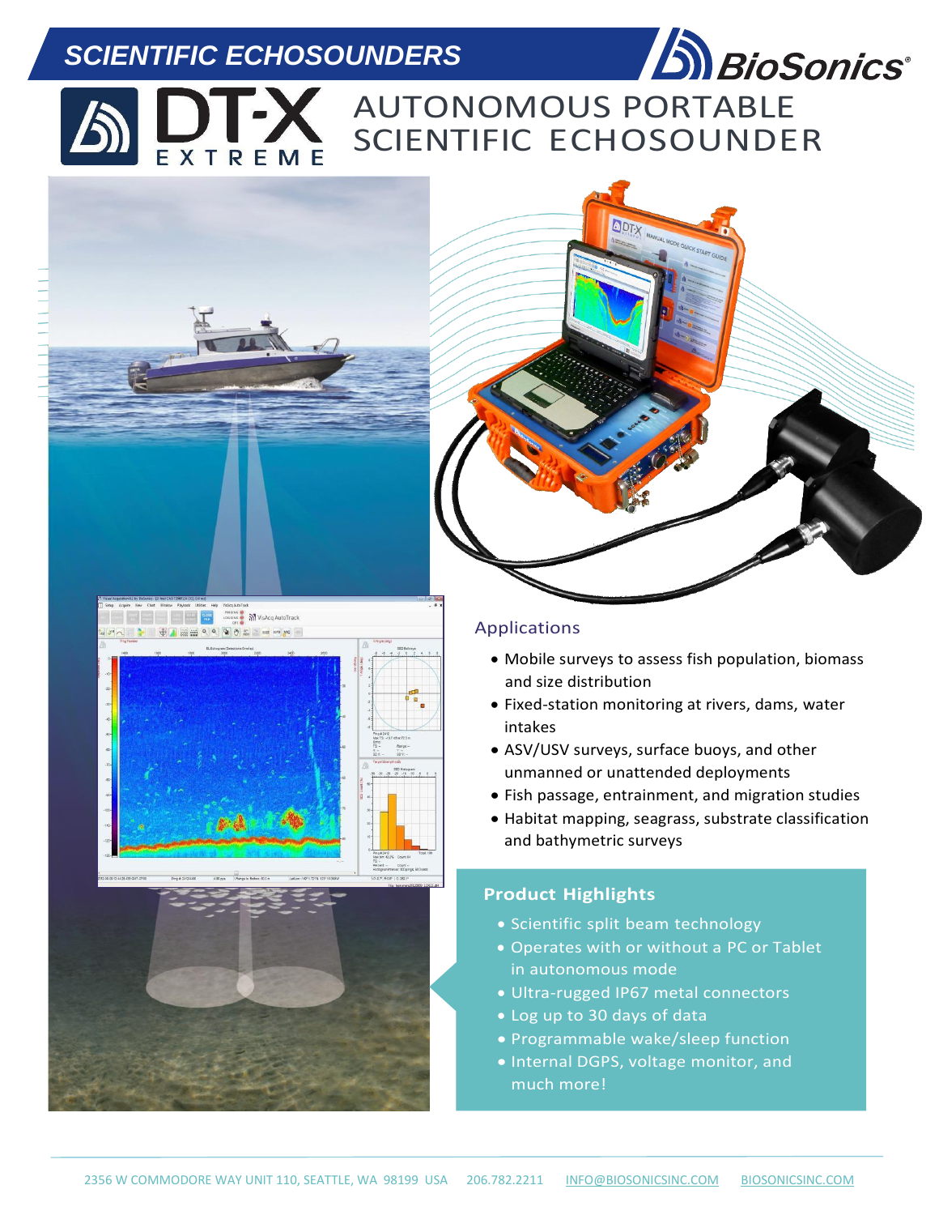# SCIENTIFIC ECHOSOUNDERS

BioSonics®

# DT-X EXTREME

# AUTONOMOUS PORTABLE SCIENTIFIC ECHOSOUNDER

## Applications

- Mobile surveys to assess fish population, biomass and size distribution
- Fixed-station monitoring at rivers, dams, water intakes
- ASV/USV surveys, surface buoys, and other unmanned or unattended deployments
- Fish passage, entrainment, and migration studies
- Habitat mapping, seagrass, substrate classification and bathymetric surveys

## Product Highlights

- Scientific split beam technology
- Operates with or without a PC or Tablet in autonomous mode
- Ultra-rugged IP67 metal connectors
- Log up to 30 days of data
- Programmable wake/sleep function
- Internal DGPS, voltage monitor, and much more!

2356 W COMMODORE WAY UNIT 110, SEATTLE, WA 98199 USA 206.782.2211 INFO@BIOSONICSINC.COM BIOSONICSINC.COM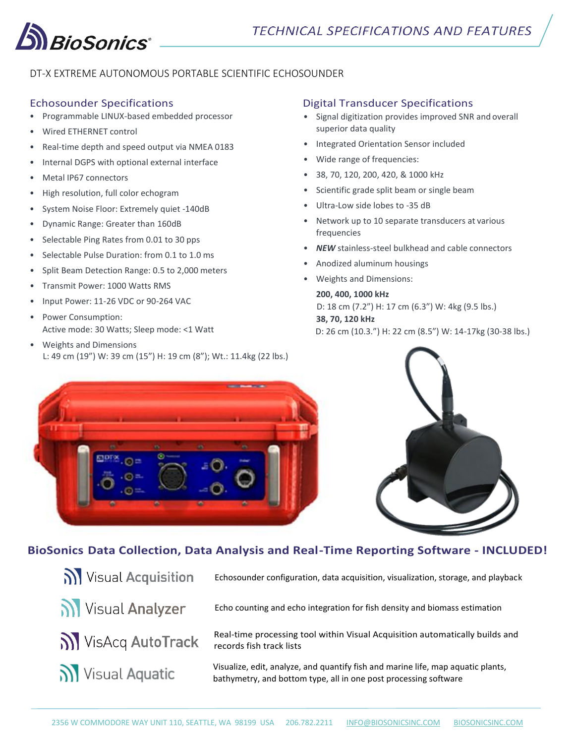# TECHNICAL SPECIFICATIONS AND FEATURES

DT-X EXTREME AUTONOMOUS PORTABLE SCIENTIFIC ECHOSOUNDER

## Echosounder Specifications

- Programmable LINUX-based embedded processor
- Wired ETHERNET control
- Real-time depth and speed output via NMEA 0183
- Internal DGPS with optional external interface
- Metal IP67 connectors
- High resolution, full color echogram
- System Noise Floor: Extremely quiet -140dB
- Dynamic Range: Greater than 160dB
- Selectable Ping Rates from 0.01 to 30 pps
- Selectable Pulse Duration: from 0.1 to 1.0 ms
- Split Beam Detection Range: 0.5 to 2,000 meters
- Transmit Power: 1000 Watts RMS
- Input Power: 11-26 VDC or 90-264 VAC
- Power Consumption:
  Active mode: 30 Watts; Sleep mode: <1 Watt
- Weights and Dimensions
  L: 49 cm (19") W: 39 cm (15") H: 19 cm (8"); Wt.: 11.4kg (22 lbs.)

## Digital Transducer Specifications

- Signal digitization provides improved SNR and overall superior data quality
- Integrated Orientation Sensor included
- Wide range of frequencies:
- 38, 70, 120, 200, 420, & 1000 kHz
- Scientific grade split beam or single beam
- Ultra-Low side lobes to -35 dB
- Network up to 10 separate transducers at various frequencies
- ***NEW*** stainless-steel bulkhead and cable connectors
- Anodized aluminum housings
- Weights and Dimensions:

  **200, 400, 1000 kHz**
  D: 18 cm (7.2") H: 17 cm (6.3") W: 4kg (9.5 lbs.)
  **38, 70, 120 kHz**
  D: 26 cm (10.3.") H: 22 cm (8.5") W: 14-17kg (30-38 lbs.)

## BioSonics Data Collection, Data Analysis and Real-Time Reporting Software - INCLUDED!

| | |
|---|---|
| Visual Acquisition | Echosounder configuration, data acquisition, visualization, storage, and playback |
| Visual Analyzer | Echo counting and echo integration for fish density and biomass estimation |
| VisAcq AutoTrack | Real-time processing tool within Visual Acquisition automatically builds and records fish track lists |
| Visual Aquatic | Visualize, edit, analyze, and quantify fish and marine life, map aquatic plants, bathymetry, and bottom type, all in one post processing software |

2356 W COMMODORE WAY UNIT 110, SEATTLE, WA 98199 USA 206.782.2211 INFO@BIOSONICSINC.COM BIOSONICSINC.COM